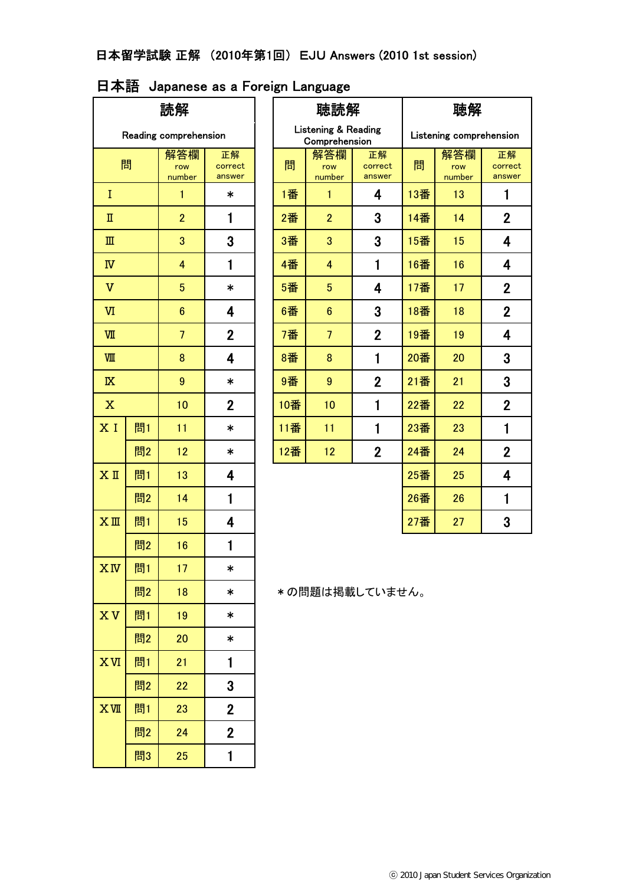日本留学試験 正解 （2010年第1回） EJU Answers (2010 1st session)

## 日本語 Japanese as a Foreign Language

### 読解 Reading comprehension

| 問 | | 解答欄 row number | 正解 correct answer |
|---|---|---|---|
| Ⅰ | | 1 | * |
| Ⅱ | | 2 | 1 |
| Ⅲ | | 3 | 3 |
| Ⅳ | | 4 | 1 |
| Ⅴ | | 5 | * |
| Ⅵ | | 6 | 4 |
| Ⅶ | | 7 | 2 |
| Ⅷ | | 8 | 4 |
| Ⅸ | | 9 | * |
| Ⅹ | | 10 | 2 |
| ⅩⅠ | 問1 | 11 | * |
| | 問2 | 12 | * |
| ⅩⅡ | 問1 | 13 | 4 |
| | 問2 | 14 | 1 |
| ⅩⅢ | 問1 | 15 | 4 |
| | 問2 | 16 | 1 |
| ⅩⅣ | 問1 | 17 | * |
| | 問2 | 18 | * |
| ⅩⅤ | 問1 | 19 | * |
| | 問2 | 20 | * |
| ⅩⅥ | 問1 | 21 | 1 |
| | 問2 | 22 | 3 |
| ⅩⅦ | 問1 | 23 | 2 |
| | 問2 | 24 | 2 |
| | 問3 | 25 | 1 |

### 聴読解 Listening & Reading Comprehension

| 問 | 解答欄 row number | 正解 correct answer |
|---|---|---|
| 1番 | 1 | 4 |
| 2番 | 2 | 3 |
| 3番 | 3 | 3 |
| 4番 | 4 | 1 |
| 5番 | 5 | 4 |
| 6番 | 6 | 3 |
| 7番 | 7 | 2 |
| 8番 | 8 | 1 |
| 9番 | 9 | 2 |
| 10番 | 10 | 1 |
| 11番 | 11 | 1 |
| 12番 | 12 | 2 |

### 聴解 Listening comprehension

| 問 | 解答欄 row number | 正解 correct answer |
|---|---|---|
| 13番 | 13 | 1 |
| 14番 | 14 | 2 |
| 15番 | 15 | 4 |
| 16番 | 16 | 4 |
| 17番 | 17 | 2 |
| 18番 | 18 | 2 |
| 19番 | 19 | 4 |
| 20番 | 20 | 3 |
| 21番 | 21 | 3 |
| 22番 | 22 | 2 |
| 23番 | 23 | 1 |
| 24番 | 24 | 2 |
| 25番 | 25 | 4 |
| 26番 | 26 | 1 |
| 27番 | 27 | 3 |

＊の問題は掲載していません。

© 2010 Japan Student Services Organization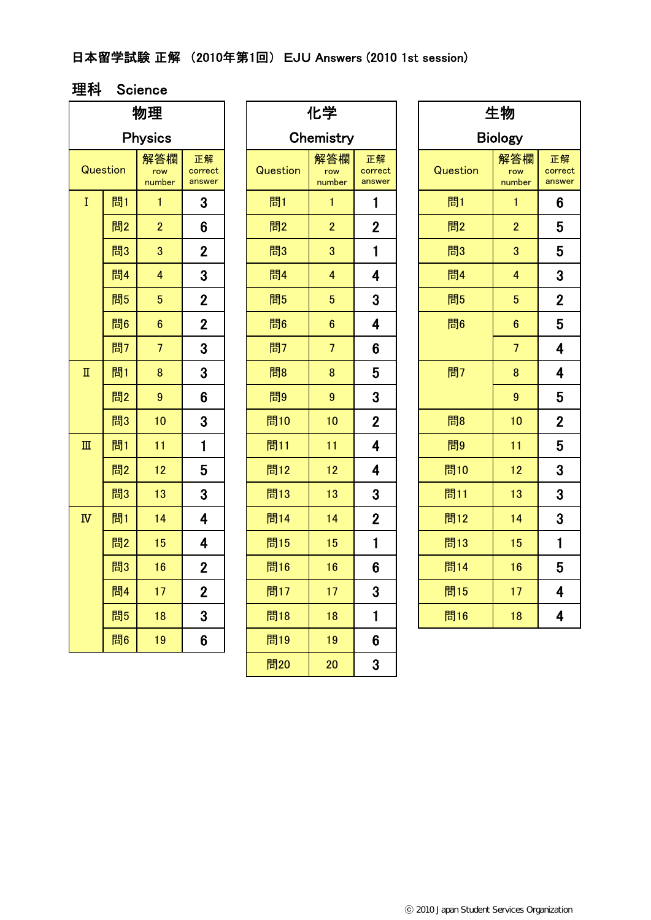日本留学試験 正解 （2010年第1回） EJU Answers (2010 1st session)

## 理科　Science

### 物理 Physics

| Question | | 解答欄 row number | 正解 correct answer |
|---|---|---|---|
| I | 問1 | 1 | 3 |
| | 問2 | 2 | 6 |
| | 問3 | 3 | 2 |
| | 問4 | 4 | 3 |
| | 問5 | 5 | 2 |
| | 問6 | 6 | 2 |
| | 問7 | 7 | 3 |
| II | 問1 | 8 | 3 |
| | 問2 | 9 | 6 |
| | 問3 | 10 | 3 |
| III | 問1 | 11 | 1 |
| | 問2 | 12 | 5 |
| | 問3 | 13 | 3 |
| IV | 問1 | 14 | 4 |
| | 問2 | 15 | 4 |
| | 問3 | 16 | 2 |
| | 問4 | 17 | 2 |
| | 問5 | 18 | 3 |
| | 問6 | 19 | 6 |

### 化学 Chemistry

| Question | 解答欄 row number | 正解 correct answer |
|---|---|---|
| 問1 | 1 | 1 |
| 問2 | 2 | 2 |
| 問3 | 3 | 1 |
| 問4 | 4 | 4 |
| 問5 | 5 | 3 |
| 問6 | 6 | 4 |
| 問7 | 7 | 6 |
| 問8 | 8 | 5 |
| 問9 | 9 | 3 |
| 問10 | 10 | 2 |
| 問11 | 11 | 4 |
| 問12 | 12 | 4 |
| 問13 | 13 | 3 |
| 問14 | 14 | 2 |
| 問15 | 15 | 1 |
| 問16 | 16 | 6 |
| 問17 | 17 | 3 |
| 問18 | 18 | 1 |
| 問19 | 19 | 6 |
| 問20 | 20 | 3 |

### 生物 Biology

| Question | 解答欄 row number | 正解 correct answer |
|---|---|---|
| 問1 | 1 | 6 |
| 問2 | 2 | 5 |
| 問3 | 3 | 5 |
| 問4 | 4 | 3 |
| 問5 | 5 | 2 |
| 問6 | 6 | 5 |
| | 7 | 4 |
| 問7 | 8 | 4 |
| | 9 | 5 |
| 問8 | 10 | 2 |
| 問9 | 11 | 5 |
| 問10 | 12 | 3 |
| 問11 | 13 | 3 |
| 問12 | 14 | 3 |
| 問13 | 15 | 1 |
| 問14 | 16 | 5 |
| 問15 | 17 | 4 |
| 問16 | 18 | 4 |

ⓒ 2010 Japan Student Services Organization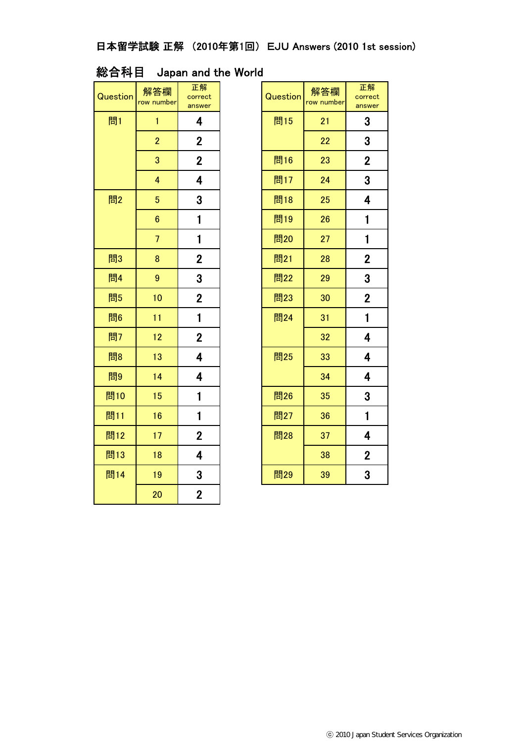# 日本留学試験 正解 （2010年第1回） EJU Answers (2010 1st session)

## 総合科目　Japan and the World

| Question | 解答欄 row number | 正解 correct answer |
|---|---|---|
| 問1 | 1 | 4 |
| | 2 | 2 |
| | 3 | 2 |
| | 4 | 4 |
| 問2 | 5 | 3 |
| | 6 | 1 |
| | 7 | 1 |
| 問3 | 8 | 2 |
| 問4 | 9 | 3 |
| 問5 | 10 | 2 |
| 問6 | 11 | 1 |
| 問7 | 12 | 2 |
| 問8 | 13 | 4 |
| 問9 | 14 | 4 |
| 問10 | 15 | 1 |
| 問11 | 16 | 1 |
| 問12 | 17 | 2 |
| 問13 | 18 | 4 |
| 問14 | 19 | 3 |
| | 20 | 2 |

| Question | 解答欄 row number | 正解 correct answer |
|---|---|---|
| 問15 | 21 | 3 |
| | 22 | 3 |
| 問16 | 23 | 2 |
| 問17 | 24 | 3 |
| 問18 | 25 | 4 |
| 問19 | 26 | 1 |
| 問20 | 27 | 1 |
| 問21 | 28 | 2 |
| 問22 | 29 | 3 |
| 問23 | 30 | 2 |
| 問24 | 31 | 1 |
| | 32 | 4 |
| 問25 | 33 | 4 |
| | 34 | 4 |
| 問26 | 35 | 3 |
| 問27 | 36 | 1 |
| 問28 | 37 | 4 |
| | 38 | 2 |
| 問29 | 39 | 3 |

Ⓒ 2010 Japan Student Services Organization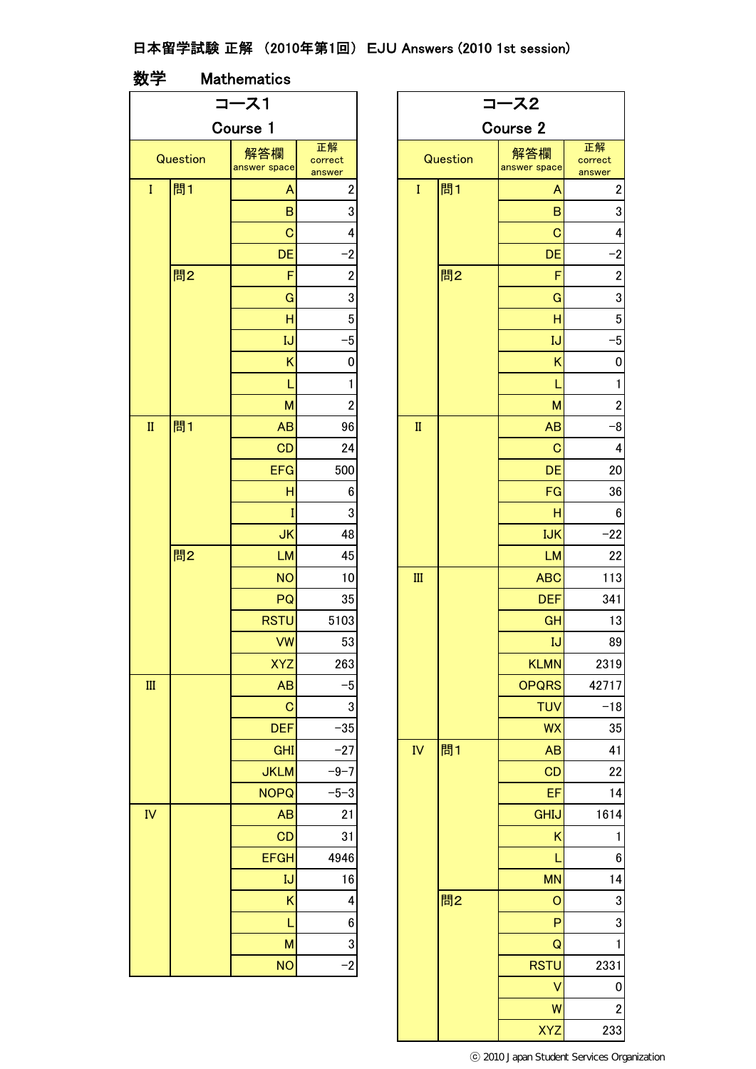日本留学試験 正解 （2010年第1回） EJU Answers (2010 1st session)

## 数学　Mathematics

### コース1 Course 1

| Question | | 解答欄 answer space | 正解 correct answer |
|---|---|---|---|
| I | 問1 | A | 2 |
| | | B | 3 |
| | | C | 4 |
| | | DE | −2 |
| | 問2 | F | 2 |
| | | G | 3 |
| | | H | 5 |
| | | IJ | −5 |
| | | K | 0 |
| | | L | 1 |
| | | M | 2 |
| II | 問1 | AB | 96 |
| | | CD | 24 |
| | | EFG | 500 |
| | | H | 6 |
| | | I | 3 |
| | | JK | 48 |
| | 問2 | LM | 45 |
| | | NO | 10 |
| | | PQ | 35 |
| | | RSTU | 5103 |
| | | VW | 53 |
| | | XYZ | 263 |
| III | | AB | −5 |
| | | C | 3 |
| | | DEF | −35 |
| | | GHI | −27 |
| | | JKLM | −9−7 |
| | | NOPQ | −5−3 |
| IV | | AB | 21 |
| | | CD | 31 |
| | | EFGH | 4946 |
| | | IJ | 16 |
| | | K | 4 |
| | | L | 6 |
| | | M | 3 |
| | | NO | −2 |

### コース2 Course 2

| Question | | 解答欄 answer space | 正解 correct answer |
|---|---|---|---|
| I | 問1 | A | 2 |
| | | B | 3 |
| | | C | 4 |
| | | DE | −2 |
| | 問2 | F | 2 |
| | | G | 3 |
| | | H | 5 |
| | | IJ | −5 |
| | | K | 0 |
| | | L | 1 |
| | | M | 2 |
| II | | AB | −8 |
| | | C | 4 |
| | | DE | 20 |
| | | FG | 36 |
| | | H | 6 |
| | | IJK | −22 |
| | | LM | 22 |
| III | | ABC | 113 |
| | | DEF | 341 |
| | | GH | 13 |
| | | IJ | 89 |
| | | KLMN | 2319 |
| | | OPQRS | 42717 |
| | | TUV | −18 |
| | | WX | 35 |
| IV | 問1 | AB | 41 |
| | | CD | 22 |
| | | EF | 14 |
| | | GHIJ | 1614 |
| | | K | 1 |
| | | L | 6 |
| | | MN | 14 |
| | 問2 | O | 3 |
| | | P | 3 |
| | | Q | 1 |
| | | RSTU | 2331 |
| | | V | 0 |
| | | W | 2 |
| | | XYZ | 233 |

© 2010 Japan Student Services Organization